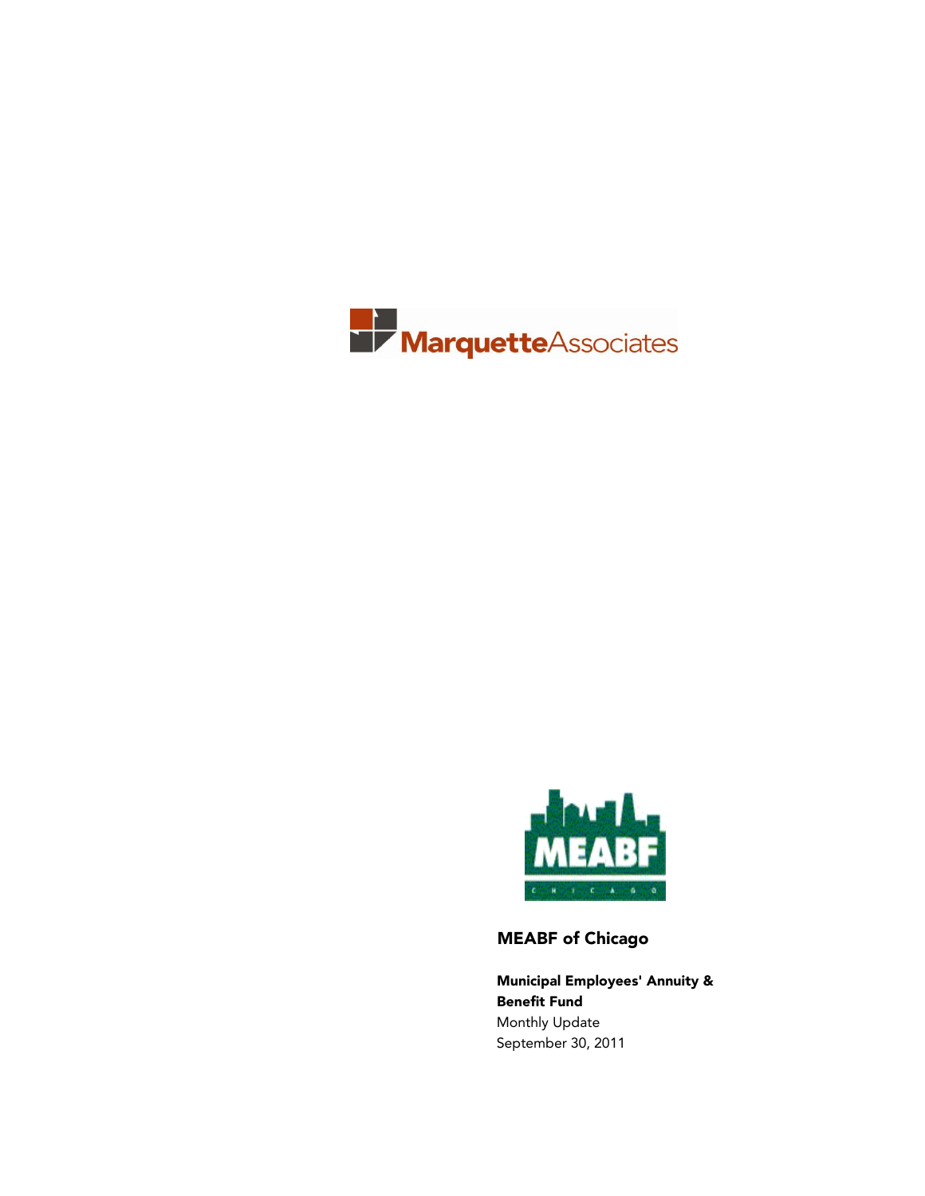MarquetteAssociates

MEABF

CHICAGO

## MEABF of Chicago

**Municipal Employees' Annuity & Benefit Fund**

Monthly Update

September 30, 2011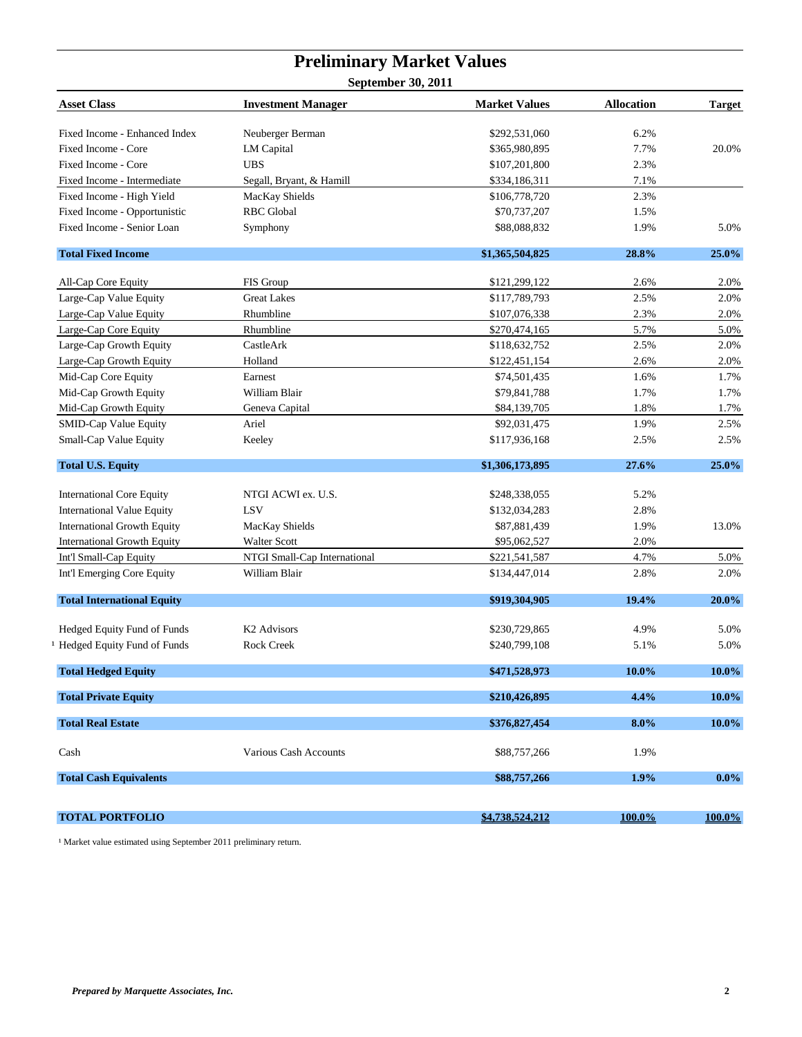# Preliminary Market Values

**September 30, 2011**

| Asset Class | Investment Manager | Market Values | Allocation | Target |
|---|---|---|---|---|
| Fixed Income - Enhanced Index | Neuberger Berman | $292,531,060 | 6.2% | |
| Fixed Income - Core | LM Capital | $365,980,895 | 7.7% | 20.0% |
| Fixed Income - Core | UBS | $107,201,800 | 2.3% | |
| Fixed Income - Intermediate | Segall, Bryant, & Hamill | $334,186,311 | 7.1% | |
| Fixed Income - High Yield | MacKay Shields | $106,778,720 | 2.3% | |
| Fixed Income - Opportunistic | RBC Global | $70,737,207 | 1.5% | |
| Fixed Income - Senior Loan | Symphony | $88,088,832 | 1.9% | 5.0% |
| **Total Fixed Income** | | **$1,365,504,825** | **28.8%** | **25.0%** |
| All-Cap Core Equity | FIS Group | $121,299,122 | 2.6% | 2.0% |
| Large-Cap Value Equity | Great Lakes | $117,789,793 | 2.5% | 2.0% |
| Large-Cap Value Equity | Rhumbline | $107,076,338 | 2.3% | 2.0% |
| Large-Cap Core Equity | Rhumbline | $270,474,165 | 5.7% | 5.0% |
| Large-Cap Growth Equity | CastleArk | $118,632,752 | 2.5% | 2.0% |
| Large-Cap Growth Equity | Holland | $122,451,154 | 2.6% | 2.0% |
| Mid-Cap Core Equity | Earnest | $74,501,435 | 1.6% | 1.7% |
| Mid-Cap Growth Equity | William Blair | $79,841,788 | 1.7% | 1.7% |
| Mid-Cap Growth Equity | Geneva Capital | $84,139,705 | 1.8% | 1.7% |
| SMID-Cap Value Equity | Ariel | $92,031,475 | 1.9% | 2.5% |
| Small-Cap Value Equity | Keeley | $117,936,168 | 2.5% | 2.5% |
| **Total U.S. Equity** | | **$1,306,173,895** | **27.6%** | **25.0%** |
| International Core Equity | NTGI ACWI ex. U.S. | $248,338,055 | 5.2% | |
| International Value Equity | LSV | $132,034,283 | 2.8% | |
| International Growth Equity | MacKay Shields | $87,881,439 | 1.9% | 13.0% |
| International Growth Equity | Walter Scott | $95,062,527 | 2.0% | |
| Int'l Small-Cap Equity | NTGI Small-Cap International | $221,541,587 | 4.7% | 5.0% |
| Int'l Emerging Core Equity | William Blair | $134,447,014 | 2.8% | 2.0% |
| **Total International Equity** | | **$919,304,905** | **19.4%** | **20.0%** |
| Hedged Equity Fund of Funds | K2 Advisors | $230,729,865 | 4.9% | 5.0% |
| [1] Hedged Equity Fund of Funds | Rock Creek | $240,799,108 | 5.1% | 5.0% |
| **Total Hedged Equity** | | **$471,528,973** | **10.0%** | **10.0%** |
| **Total Private Equity** | | **$210,426,895** | **4.4%** | **10.0%** |
| **Total Real Estate** | | **$376,827,454** | **8.0%** | **10.0%** |
| Cash | Various Cash Accounts | $88,757,266 | 1.9% | |
| **Total Cash Equivalents** | | **$88,757,266** | **1.9%** | **0.0%** |
| **TOTAL PORTFOLIO** | | **$4,738,524,212** | **100.0%** | **100.0%** |

[1] Market value estimated using September 2011 preliminary return.

*Prepared by Marquette Associates, Inc.*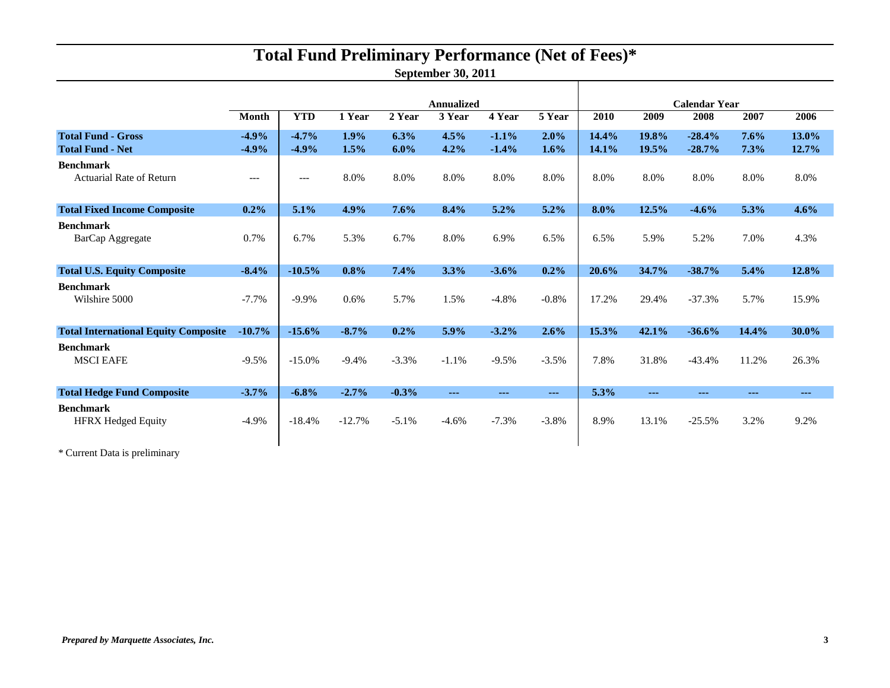# Total Fund Preliminary Performance (Net of Fees)*

**September 30, 2011**

| | Month | YTD | Annualized | | | | | Calendar Year | | | | |
|---|---|---|---|---|---|---|---|---|---|---|---|---|
| | | | 1 Year | 2 Year | 3 Year | 4 Year | 5 Year | 2010 | 2009 | 2008 | 2007 | 2006 |
| **Total Fund - Gross** | **-4.9%** | **-4.7%** | **1.9%** | **6.3%** | **4.5%** | **-1.1%** | **2.0%** | **14.4%** | **19.8%** | **-28.4%** | **7.6%** | **13.0%** |
| **Total Fund - Net** | **-4.9%** | **-4.9%** | **1.5%** | **6.0%** | **4.2%** | **-1.4%** | **1.6%** | **14.1%** | **19.5%** | **-28.7%** | **7.3%** | **12.7%** |
| **Benchmark** | | | | | | | | | | | | |
| Actuarial Rate of Return | --- | --- | 8.0% | 8.0% | 8.0% | 8.0% | 8.0% | 8.0% | 8.0% | 8.0% | 8.0% | 8.0% |
| **Total Fixed Income Composite** | **0.2%** | **5.1%** | **4.9%** | **7.6%** | **8.4%** | **5.2%** | **5.2%** | **8.0%** | **12.5%** | **-4.6%** | **5.3%** | **4.6%** |
| **Benchmark** | | | | | | | | | | | | |
| BarCap Aggregate | 0.7% | 6.7% | 5.3% | 6.7% | 8.0% | 6.9% | 6.5% | 6.5% | 5.9% | 5.2% | 7.0% | 4.3% |
| **Total U.S. Equity Composite** | **-8.4%** | **-10.5%** | **0.8%** | **7.4%** | **3.3%** | **-3.6%** | **0.2%** | **20.6%** | **34.7%** | **-38.7%** | **5.4%** | **12.8%** |
| **Benchmark** | | | | | | | | | | | | |
| Wilshire 5000 | -7.7% | -9.9% | 0.6% | 5.7% | 1.5% | -4.8% | -0.8% | 17.2% | 29.4% | -37.3% | 5.7% | 15.9% |
| **Total International Equity Composite** | **-10.7%** | **-15.6%** | **-8.7%** | **0.2%** | **5.9%** | **-3.2%** | **2.6%** | **15.3%** | **42.1%** | **-36.6%** | **14.4%** | **30.0%** |
| **Benchmark** | | | | | | | | | | | | |
| MSCI EAFE | -9.5% | -15.0% | -9.4% | -3.3% | -1.1% | -9.5% | -3.5% | 7.8% | 31.8% | -43.4% | 11.2% | 26.3% |
| **Total Hedge Fund Composite** | **-3.7%** | **-6.8%** | **-2.7%** | **-0.3%** | **---** | **---** | **---** | **5.3%** | **---** | **---** | **---** | **---** |
| **Benchmark** | | | | | | | | | | | | |
| HFRX Hedged Equity | -4.9% | -18.4% | -12.7% | -5.1% | -4.6% | -7.3% | -3.8% | 8.9% | 13.1% | -25.5% | 3.2% | 9.2% |

\* Current Data is preliminary

*Prepared by Marquette Associates, Inc.*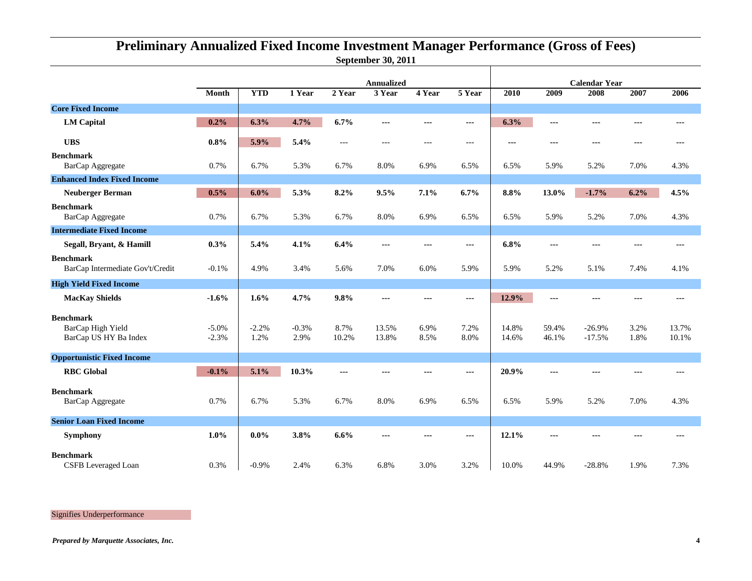# Preliminary Annualized Fixed Income Investment Manager Performance (Gross of Fees)

**September 30, 2011**

| | Annualized | | | | | | | Calendar Year | | | | |
|---|---|---|---|---|---|---|---|---|---|---|---|---|
| | **Month** | **YTD** | **1 Year** | **2 Year** | **3 Year** | **4 Year** | **5 Year** | **2010** | **2009** | **2008** | **2007** | **2006** |
| **Core Fixed Income** | | | | | | | | | | | | |
| **LM Capital** | **0.2%** | **6.3%** | **4.7%** | **6.7%** | --- | --- | --- | **6.3%** | --- | --- | --- | --- |
| **UBS** | **0.8%** | **5.9%** | **5.4%** | --- | --- | --- | --- | --- | --- | --- | --- | --- |
| **Benchmark** | | | | | | | | | | | | |
| BarCap Aggregate | 0.7% | 6.7% | 5.3% | 6.7% | 8.0% | 6.9% | 6.5% | 6.5% | 5.9% | 5.2% | 7.0% | 4.3% |
| **Enhanced Index Fixed Income** | | | | | | | | | | | | |
| **Neuberger Berman** | **0.5%** | **6.0%** | **5.3%** | **8.2%** | **9.5%** | **7.1%** | **6.7%** | **8.8%** | **13.0%** | **-1.7%** | **6.2%** | **4.5%** |
| **Benchmark** | | | | | | | | | | | | |
| BarCap Aggregate | 0.7% | 6.7% | 5.3% | 6.7% | 8.0% | 6.9% | 6.5% | 6.5% | 5.9% | 5.2% | 7.0% | 4.3% |
| **Intermediate Fixed Income** | | | | | | | | | | | | |
| **Segall, Bryant, & Hamill** | **0.3%** | **5.4%** | **4.1%** | **6.4%** | --- | --- | --- | **6.8%** | --- | --- | --- | --- |
| **Benchmark** | | | | | | | | | | | | |
| BarCap Intermediate Gov't/Credit | -0.1% | 4.9% | 3.4% | 5.6% | 7.0% | 6.0% | 5.9% | 5.9% | 5.2% | 5.1% | 7.4% | 4.1% |
| **High Yield Fixed Income** | | | | | | | | | | | | |
| **MacKay Shields** | **-1.6%** | **1.6%** | **4.7%** | **9.8%** | --- | --- | --- | **12.9%** | --- | --- | --- | --- |
| **Benchmark** | | | | | | | | | | | | |
| BarCap High Yield | -5.0% | -2.2% | -0.3% | 8.7% | 13.5% | 6.9% | 7.2% | 14.8% | 59.4% | -26.9% | 3.2% | 13.7% |
| BarCap US HY Ba Index | -2.3% | 1.2% | 2.9% | 10.2% | 13.8% | 8.5% | 8.0% | 14.6% | 46.1% | -17.5% | 1.8% | 10.1% |
| **Opportunistic Fixed Income** | | | | | | | | | | | | |
| **RBC Global** | **-0.1%** | **5.1%** | **10.3%** | --- | --- | --- | --- | **20.9%** | --- | --- | --- | --- |
| **Benchmark** | | | | | | | | | | | | |
| BarCap Aggregate | 0.7% | 6.7% | 5.3% | 6.7% | 8.0% | 6.9% | 6.5% | 6.5% | 5.9% | 5.2% | 7.0% | 4.3% |
| **Senior Loan Fixed Income** | | | | | | | | | | | | |
| **Symphony** | **1.0%** | **0.0%** | **3.8%** | **6.6%** | --- | --- | --- | **12.1%** | --- | --- | --- | --- |
| **Benchmark** | | | | | | | | | | | | |
| CSFB Leveraged Loan | 0.3% | -0.9% | 2.4% | 6.3% | 6.8% | 3.0% | 3.2% | 10.0% | 44.9% | -28.8% | 1.9% | 7.3% |

Signifies Underperformance

*Prepared by Marquette Associates, Inc.*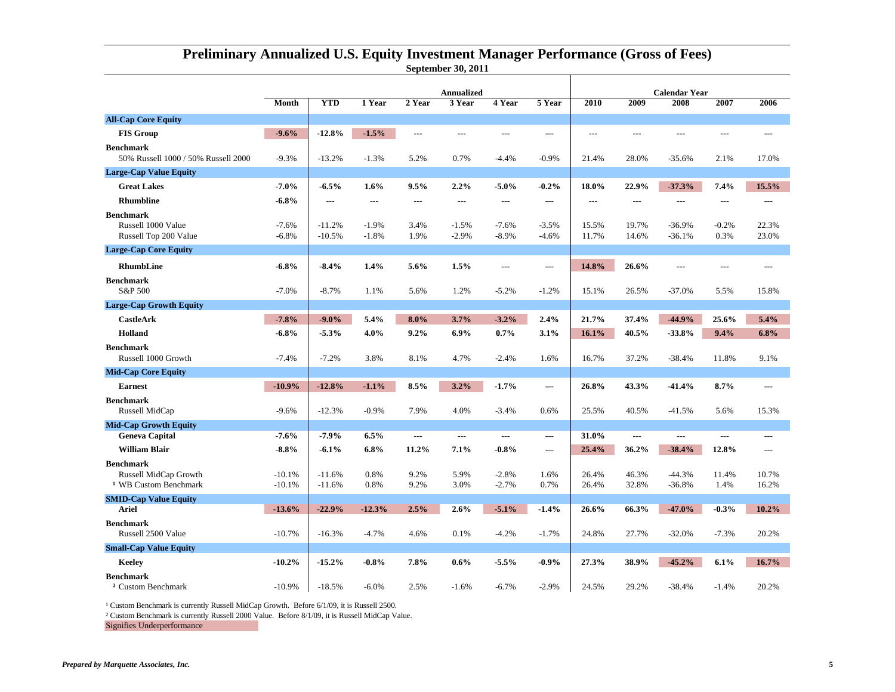# Preliminary Annualized U.S. Equity Investment Manager Performance (Gross of Fees)

**September 30, 2011**

| | Month | YTD | 1 Year | 2 Year | 3 Year | 4 Year | 5 Year | 2010 | 2009 | 2008 | 2007 | 2006 |
|---|---|---|---|---|---|---|---|---|---|---|---|---|
| | | | | | Annualized | | | | | Calendar Year | | |
| **All-Cap Core Equity** | | | | | | | | | | | | |
| **FIS Group** | **-9.6%** | **-12.8%** | **-1.5%** | --- | --- | --- | --- | --- | --- | --- | --- | --- |
| **Benchmark** | | | | | | | | | | | | |
| 50% Russell 1000 / 50% Russell 2000 | -9.3% | -13.2% | -1.3% | 5.2% | 0.7% | -4.4% | -0.9% | 21.4% | 28.0% | -35.6% | 2.1% | 17.0% |
| **Large-Cap Value Equity** | | | | | | | | | | | | |
| **Great Lakes** | **-7.0%** | **-6.5%** | **1.6%** | **9.5%** | **2.2%** | **-5.0%** | **-0.2%** | **18.0%** | **22.9%** | **-37.3%** | **7.4%** | **15.5%** |
| **Rhumbline** | **-6.8%** | --- | --- | --- | --- | --- | --- | --- | --- | --- | --- | --- |
| **Benchmark** | | | | | | | | | | | | |
| Russell 1000 Value | -7.6% | -11.2% | -1.9% | 3.4% | -1.5% | -7.6% | -3.5% | 15.5% | 19.7% | -36.9% | -0.2% | 22.3% |
| Russell Top 200 Value | -6.8% | -10.5% | -1.8% | 1.9% | -2.9% | -8.9% | -4.6% | 11.7% | 14.6% | -36.1% | 0.3% | 23.0% |
| **Large-Cap Core Equity** | | | | | | | | | | | | |
| **RhumbLine** | **-6.8%** | **-8.4%** | **1.4%** | **5.6%** | **1.5%** | --- | --- | **14.8%** | **26.6%** | --- | --- | --- |
| **Benchmark** | | | | | | | | | | | | |
| S&P 500 | -7.0% | -8.7% | 1.1% | 5.6% | 1.2% | -5.2% | -1.2% | 15.1% | 26.5% | -37.0% | 5.5% | 15.8% |
| **Large-Cap Growth Equity** | | | | | | | | | | | | |
| **CastleArk** | **-7.8%** | **-9.0%** | **5.4%** | **8.0%** | **3.7%** | **-3.2%** | **2.4%** | **21.7%** | **37.4%** | **-44.9%** | **25.6%** | **5.4%** |
| **Holland** | **-6.8%** | **-5.3%** | **4.0%** | **9.2%** | **6.9%** | **0.7%** | **3.1%** | **16.1%** | **40.5%** | **-33.8%** | **9.4%** | **6.8%** |
| **Benchmark** | | | | | | | | | | | | |
| Russell 1000 Growth | -7.4% | -7.2% | 3.8% | 8.1% | 4.7% | -2.4% | 1.6% | 16.7% | 37.2% | -38.4% | 11.8% | 9.1% |
| **Mid-Cap Core Equity** | | | | | | | | | | | | |
| **Earnest** | **-10.9%** | **-12.8%** | **-1.1%** | **8.5%** | **3.2%** | **-1.7%** | --- | **26.8%** | **43.3%** | **-41.4%** | **8.7%** | --- |
| **Benchmark** | | | | | | | | | | | | |
| Russell MidCap | -9.6% | -12.3% | -0.9% | 7.9% | 4.0% | -3.4% | 0.6% | 25.5% | 40.5% | -41.5% | 5.6% | 15.3% |
| **Mid-Cap Growth Equity** | | | | | | | | | | | | |
| **Geneva Capital** | **-7.6%** | **-7.9%** | **6.5%** | --- | --- | --- | --- | **31.0%** | --- | --- | --- | --- |
| **William Blair** | **-8.8%** | **-6.1%** | **6.8%** | **11.2%** | **7.1%** | **-0.8%** | --- | **25.4%** | **36.2%** | **-38.4%** | **12.8%** | --- |
| **Benchmark** | | | | | | | | | | | | |
| Russell MidCap Growth | -10.1% | -11.6% | 0.8% | 9.2% | 5.9% | -2.8% | 1.6% | 26.4% | 46.3% | -44.3% | 11.4% | 10.7% |
| [1] WB Custom Benchmark | -10.1% | -11.6% | 0.8% | 9.2% | 3.0% | -2.7% | 0.7% | 26.4% | 32.8% | -36.8% | 1.4% | 16.2% |
| **SMID-Cap Value Equity** | | | | | | | | | | | | |
| **Ariel** | **-13.6%** | **-22.9%** | **-12.3%** | **2.5%** | **2.6%** | **-5.1%** | **-1.4%** | **26.6%** | **66.3%** | **-47.0%** | **-0.3%** | **10.2%** |
| **Benchmark** | | | | | | | | | | | | |
| Russell 2500 Value | -10.7% | -16.3% | -4.7% | 4.6% | 0.1% | -4.2% | -1.7% | 24.8% | 27.7% | -32.0% | -7.3% | 20.2% |
| **Small-Cap Value Equity** | | | | | | | | | | | | |
| **Keeley** | **-10.2%** | **-15.2%** | **-0.8%** | **7.8%** | **0.6%** | **-5.5%** | **-0.9%** | **27.3%** | **38.9%** | **-45.2%** | **6.1%** | **16.7%** |
| **Benchmark** | | | | | | | | | | | | |
| [2] Custom Benchmark | -10.9% | -18.5% | -6.0% | 2.5% | -1.6% | -6.7% | -2.9% | 24.5% | 29.2% | -38.4% | -1.4% | 20.2% |

[1] Custom Benchmark is currently Russell MidCap Growth. Before 6/1/09, it is Russell 2500.

[2] Custom Benchmark is currently Russell 2000 Value. Before 8/1/09, it is Russell MidCap Value.

Signifies Underperformance

*Prepared by Marquette Associates, Inc.*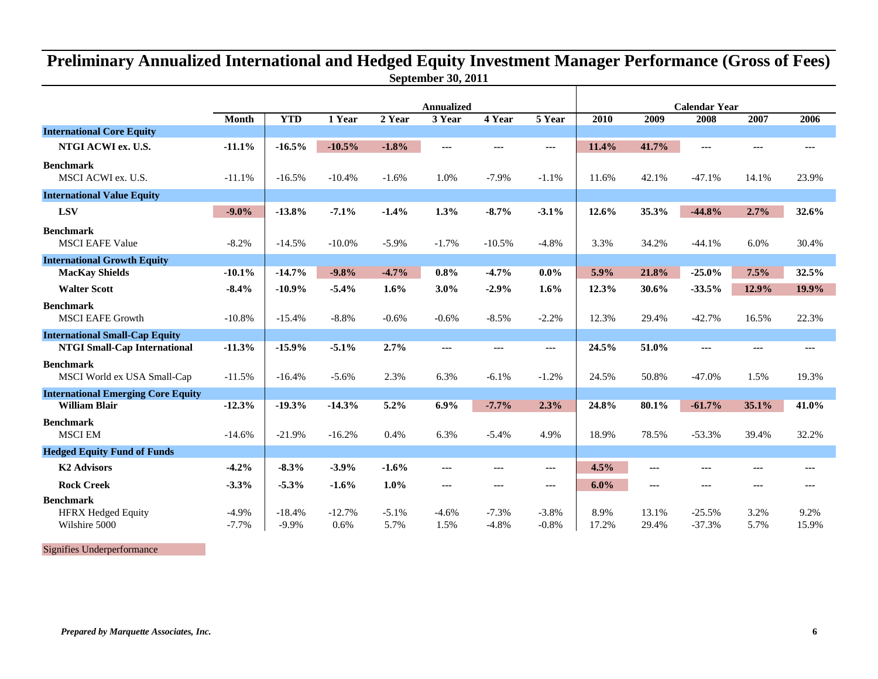# Preliminary Annualized International and Hedged Equity Investment Manager Performance (Gross of Fees)

**September 30, 2011**

| | | | | Annualized | | | | Calendar Year | | | | |
|---|---|---|---|---|---|---|---|---|---|---|---|---|
| | **Month** | **YTD** | **1 Year** | **2 Year** | **3 Year** | **4 Year** | **5 Year** | **2010** | **2009** | **2008** | **2007** | **2006** |
| **International Core Equity** | | | | | | | | | | | | |
| **NTGI ACWI ex. U.S.** | **-11.1%** | **-16.5%** | **-10.5%** | **-1.8%** | --- | --- | --- | **11.4%** | **41.7%** | --- | --- | --- |
| **Benchmark** | | | | | | | | | | | | |
| MSCI ACWI ex. U.S. | -11.1% | -16.5% | -10.4% | -1.6% | 1.0% | -7.9% | -1.1% | 11.6% | 42.1% | -47.1% | 14.1% | 23.9% |
| **International Value Equity** | | | | | | | | | | | | |
| **LSV** | **-9.0%** | **-13.8%** | **-7.1%** | **-1.4%** | **1.3%** | **-8.7%** | **-3.1%** | **12.6%** | **35.3%** | **-44.8%** | **2.7%** | **32.6%** |
| **Benchmark** | | | | | | | | | | | | |
| MSCI EAFE Value | -8.2% | -14.5% | -10.0% | -5.9% | -1.7% | -10.5% | -4.8% | 3.3% | 34.2% | -44.1% | 6.0% | 30.4% |
| **International Growth Equity** | | | | | | | | | | | | |
| **MacKay Shields** | **-10.1%** | **-14.7%** | **-9.8%** | **-4.7%** | **0.8%** | **-4.7%** | **0.0%** | **5.9%** | **21.8%** | **-25.0%** | **7.5%** | **32.5%** |
| **Walter Scott** | **-8.4%** | **-10.9%** | **-5.4%** | **1.6%** | **3.0%** | **-2.9%** | **1.6%** | **12.3%** | **30.6%** | **-33.5%** | **12.9%** | **19.9%** |
| **Benchmark** | | | | | | | | | | | | |
| MSCI EAFE Growth | -10.8% | -15.4% | -8.8% | -0.6% | -0.6% | -8.5% | -2.2% | 12.3% | 29.4% | -42.7% | 16.5% | 22.3% |
| **International Small-Cap Equity** | | | | | | | | | | | | |
| **NTGI Small-Cap International** | **-11.3%** | **-15.9%** | **-5.1%** | **2.7%** | --- | --- | --- | **24.5%** | **51.0%** | --- | --- | --- |
| **Benchmark** | | | | | | | | | | | | |
| MSCI World ex USA Small-Cap | -11.5% | -16.4% | -5.6% | 2.3% | 6.3% | -6.1% | -1.2% | 24.5% | 50.8% | -47.0% | 1.5% | 19.3% |
| **International Emerging Core Equity** | | | | | | | | | | | | |
| **William Blair** | **-12.3%** | **-19.3%** | **-14.3%** | **5.2%** | **6.9%** | **-7.7%** | **2.3%** | **24.8%** | **80.1%** | **-61.7%** | **35.1%** | **41.0%** |
| **Benchmark** | | | | | | | | | | | | |
| MSCI EM | -14.6% | -21.9% | -16.2% | 0.4% | 6.3% | -5.4% | 4.9% | 18.9% | 78.5% | -53.3% | 39.4% | 32.2% |
| **Hedged Equity Fund of Funds** | | | | | | | | | | | | |
| **K2 Advisors** | **-4.2%** | **-8.3%** | **-3.9%** | **-1.6%** | --- | --- | --- | **4.5%** | --- | --- | --- | --- |
| **Rock Creek** | **-3.3%** | **-5.3%** | **-1.6%** | **1.0%** | --- | --- | --- | **6.0%** | --- | --- | --- | --- |
| **Benchmark** | | | | | | | | | | | | |
| HFRX Hedged Equity | -4.9% | -18.4% | -12.7% | -5.1% | -4.6% | -7.3% | -3.8% | 8.9% | 13.1% | -25.5% | 3.2% | 9.2% |
| Wilshire 5000 | -7.7% | -9.9% | 0.6% | 5.7% | 1.5% | -4.8% | -0.8% | 17.2% | 29.4% | -37.3% | 5.7% | 15.9% |

Signifies Underperformance

*Prepared by Marquette Associates, Inc.*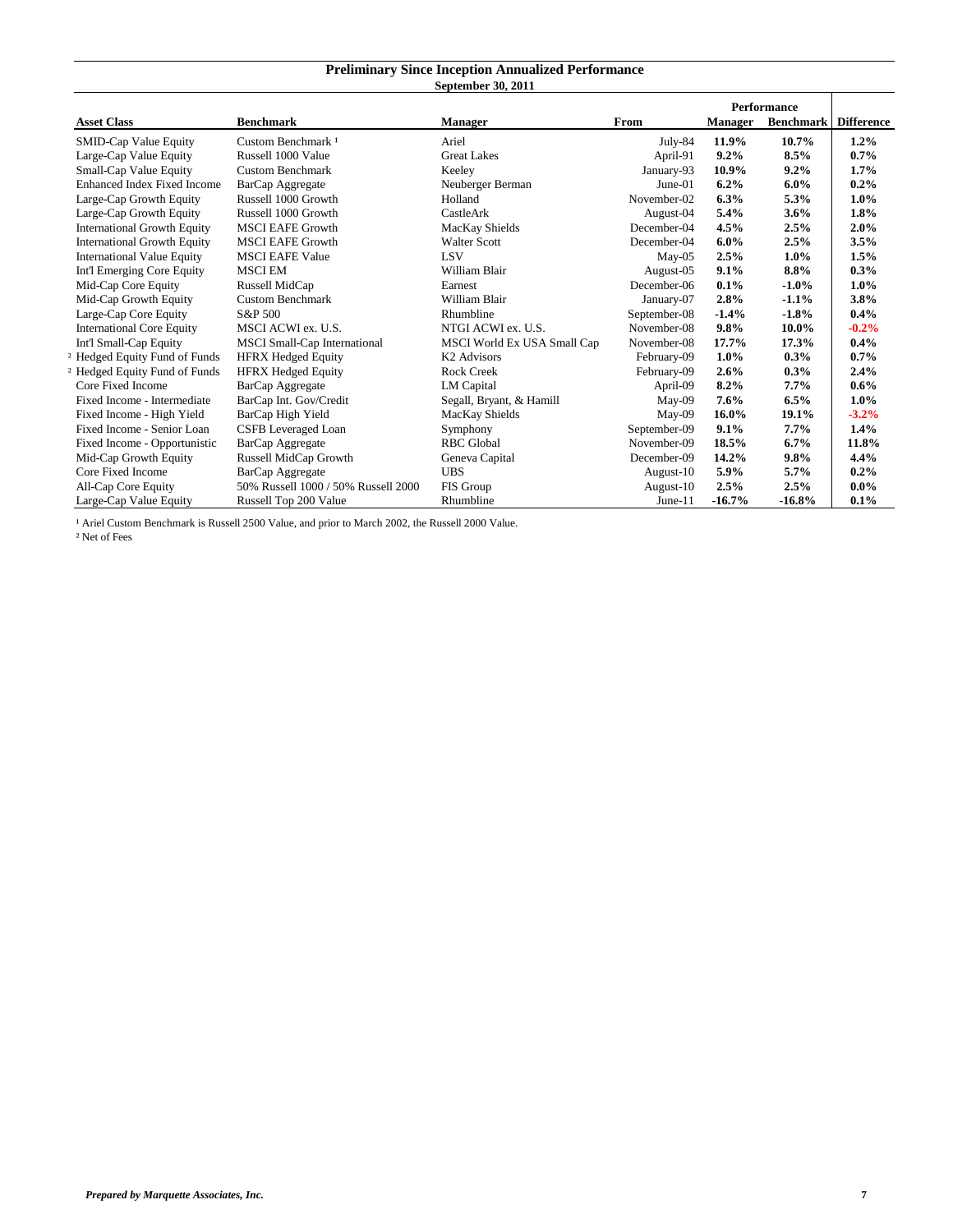## Preliminary Since Inception Annualized Performance

**September 30, 2011**

| Asset Class | Benchmark | Manager | From | Performance | | Difference |
|---|---|---|---|---|---|---|
| | | | | **Manager** | **Benchmark** | |
| SMID-Cap Value Equity | Custom Benchmark [1] | Ariel | July-84 | **11.9%** | **10.7%** | **1.2%** |
| Large-Cap Value Equity | Russell 1000 Value | Great Lakes | April-91 | **9.2%** | **8.5%** | **0.7%** |
| Small-Cap Value Equity | Custom Benchmark | Keeley | January-93 | **10.9%** | **9.2%** | **1.7%** |
| Enhanced Index Fixed Income | BarCap Aggregate | Neuberger Berman | June-01 | **6.2%** | **6.0%** | **0.2%** |
| Large-Cap Growth Equity | Russell 1000 Growth | Holland | November-02 | **6.3%** | **5.3%** | **1.0%** |
| Large-Cap Growth Equity | Russell 1000 Growth | CastleArk | August-04 | **5.4%** | **3.6%** | **1.8%** |
| International Growth Equity | MSCI EAFE Growth | MacKay Shields | December-04 | **4.5%** | **2.5%** | **2.0%** |
| International Growth Equity | MSCI EAFE Growth | Walter Scott | December-04 | **6.0%** | **2.5%** | **3.5%** |
| International Value Equity | MSCI EAFE Value | LSV | May-05 | **2.5%** | **1.0%** | **1.5%** |
| Int'l Emerging Core Equity | MSCI EM | William Blair | August-05 | **9.1%** | **8.8%** | **0.3%** |
| Mid-Cap Core Equity | Russell MidCap | Earnest | December-06 | **0.1%** | **-1.0%** | **1.0%** |
| Mid-Cap Growth Equity | Custom Benchmark | William Blair | January-07 | **2.8%** | **-1.1%** | **3.8%** |
| Large-Cap Core Equity | S&P 500 | Rhumbline | September-08 | **-1.4%** | **-1.8%** | **0.4%** |
| International Core Equity | MSCI ACWI ex. U.S. | NTGI ACWI ex. U.S. | November-08 | **9.8%** | **10.0%** | **-0.2%** |
| Int'l Small-Cap Equity | MSCI Small-Cap International | MSCI World Ex USA Small Cap | November-08 | **17.7%** | **17.3%** | **0.4%** |
| [2] Hedged Equity Fund of Funds | HFRX Hedged Equity | K2 Advisors | February-09 | **1.0%** | **0.3%** | **0.7%** |
| [2] Hedged Equity Fund of Funds | HFRX Hedged Equity | Rock Creek | February-09 | **2.6%** | **0.3%** | **2.4%** |
| Core Fixed Income | BarCap Aggregate | LM Capital | April-09 | **8.2%** | **7.7%** | **0.6%** |
| Fixed Income - Intermediate | BarCap Int. Gov/Credit | Segall, Bryant, & Hamill | May-09 | **7.6%** | **6.5%** | **1.0%** |
| Fixed Income - High Yield | BarCap High Yield | MacKay Shields | May-09 | **16.0%** | **19.1%** | **-3.2%** |
| Fixed Income - Senior Loan | CSFB Leveraged Loan | Symphony | September-09 | **9.1%** | **7.7%** | **1.4%** |
| Fixed Income - Opportunistic | BarCap Aggregate | RBC Global | November-09 | **18.5%** | **6.7%** | **11.8%** |
| Mid-Cap Growth Equity | Russell MidCap Growth | Geneva Capital | December-09 | **14.2%** | **9.8%** | **4.4%** |
| Core Fixed Income | BarCap Aggregate | UBS | August-10 | **5.9%** | **5.7%** | **0.2%** |
| All-Cap Core Equity | 50% Russell 1000 / 50% Russell 2000 | FIS Group | August-10 | **2.5%** | **2.5%** | **0.0%** |
| Large-Cap Value Equity | Russell Top 200 Value | Rhumbline | June-11 | **-16.7%** | **-16.8%** | **0.1%** |

[1] Ariel Custom Benchmark is Russell 2500 Value, and prior to March 2002, the Russell 2000 Value.

[2] Net of Fees

***Prepared by Marquette Associates, Inc.***